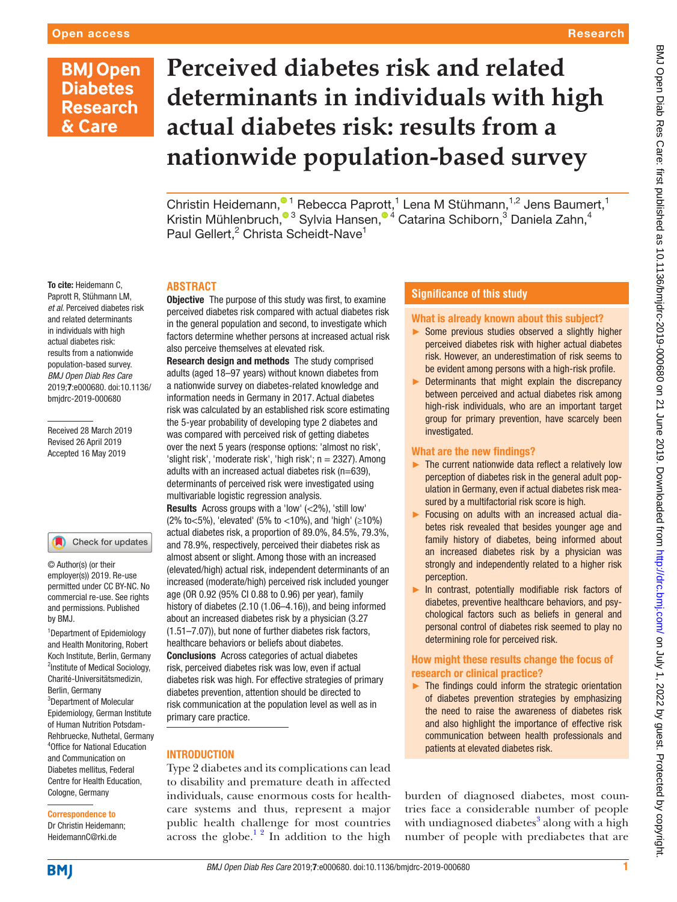# Perceived diabetes risk and related determinants in individuals with high actual diabetes risk: results from a nationwide population-based survey

Christin Heidemann,[1] Rebecca Paprott,[1] Lena M Stühmann,[1,2] Jens Baumert,[1] Kristin Mühlenbruch,[3] Sylvia Hansen,[4] Catarina Schiborn,[3] Daniela Zahn,[4] Paul Gellert,[2] Christa Scheidt-Nave[1]

**To cite:** Heidemann C, Paprott R, Stühmann LM, *et al*. Perceived diabetes risk and related determinants in individuals with high actual diabetes risk: results from a nationwide population-based survey. *BMJ Open Diab Res Care* 2019;**7**:e000680. doi:10.1136/bmjdrc-2019-000680

Received 28 March 2019
Revised 26 April 2019
Accepted 16 May 2019

© Author(s) (or their employer(s)) 2019. Re-use permitted under CC BY-NC. No commercial re-use. See rights and permissions. Published by BMJ.

[1]Department of Epidemiology and Health Monitoring, Robert Koch Institute, Berlin, Germany
[2]Institute of Medical Sociology, Charité-Universitätsmedizin, Berlin, Germany
[3]Department of Molecular Epidemiology, German Institute of Human Nutrition Potsdam-Rehbruecke, Nuthetal, Germany
[4]Office for National Education and Communication on Diabetes mellitus, Federal Centre for Health Education, Cologne, Germany

**Correspondence to**
Dr Christin Heidemann;
HeidemannC@rki.de

## ABSTRACT

**Objective** The purpose of this study was first, to examine perceived diabetes risk compared with actual diabetes risk in the general population and second, to investigate which factors determine whether persons at increased actual risk also perceive themselves at elevated risk.

**Research design and methods** The study comprised adults (aged 18–97 years) without known diabetes from a nationwide survey on diabetes-related knowledge and information needs in Germany in 2017. Actual diabetes risk was calculated by an established risk score estimating the 5-year probability of developing type 2 diabetes and was compared with perceived risk of getting diabetes over the next 5 years (response options: 'almost no risk', 'slight risk', 'moderate risk', 'high risk'; n = 2327). Among adults with an increased actual diabetes risk (n=639), determinants of perceived risk were investigated using multivariable logistic regression analysis.

**Results** Across groups with a 'low' (<2%), 'still low' (2% to<5%), 'elevated' (5% to <10%), and 'high' (≥10%) actual diabetes risk, a proportion of 89.0%, 84.5%, 79.3%, and 78.9%, respectively, perceived their diabetes risk as almost absent or slight. Among those with an increased (elevated/high) actual risk, independent determinants of an increased (moderate/high) perceived risk included younger age (OR 0.92 (95% CI 0.88 to 0.96) per year), family history of diabetes (2.10 (1.06–4.16)), and being informed about an increased diabetes risk by a physician (3.27 (1.51–7.07)), but none of further diabetes risk factors, healthcare behaviors or beliefs about diabetes.

**Conclusions** Across categories of actual diabetes risk, perceived diabetes risk was low, even if actual diabetes risk was high. For effective strategies of primary diabetes prevention, attention should be directed to risk communication at the population level as well as in primary care practice.

## Significance of this study

### What is already known about this subject?

- Some previous studies observed a slightly higher perceived diabetes risk with higher actual diabetes risk. However, an underestimation of risk seems to be evident among persons with a high-risk profile.
- Determinants that might explain the discrepancy between perceived and actual diabetes risk among high-risk individuals, who are an important target group for primary prevention, have scarcely been investigated.

### What are the new findings?

- The current nationwide data reflect a relatively low perception of diabetes risk in the general adult population in Germany, even if actual diabetes risk measured by a multifactorial risk score is high.
- Focusing on adults with an increased actual diabetes risk revealed that besides younger age and family history of diabetes, being informed about an increased diabetes risk by a physician was strongly and independently related to a higher risk perception.
- In contrast, potentially modifiable risk factors of diabetes, preventive healthcare behaviors, and psychological factors such as beliefs in general and personal control of diabetes risk seemed to play no determining role for perceived risk.

### How might these results change the focus of research or clinical practice?

- The findings could inform the strategic orientation of diabetes prevention strategies by emphasizing the need to raise the awareness of diabetes risk and also highlight the importance of effective risk communication between health professionals and patients at elevated diabetes risk.

## INTRODUCTION

Type 2 diabetes and its complications can lead to disability and premature death in affected individuals, cause enormous costs for healthcare systems and thus, represent a major public health challenge for most countries across the globe.[1 2] In addition to the high burden of diagnosed diabetes, most countries face a considerable number of people with undiagnosed diabetes[3] along with a high number of people with prediabetes that are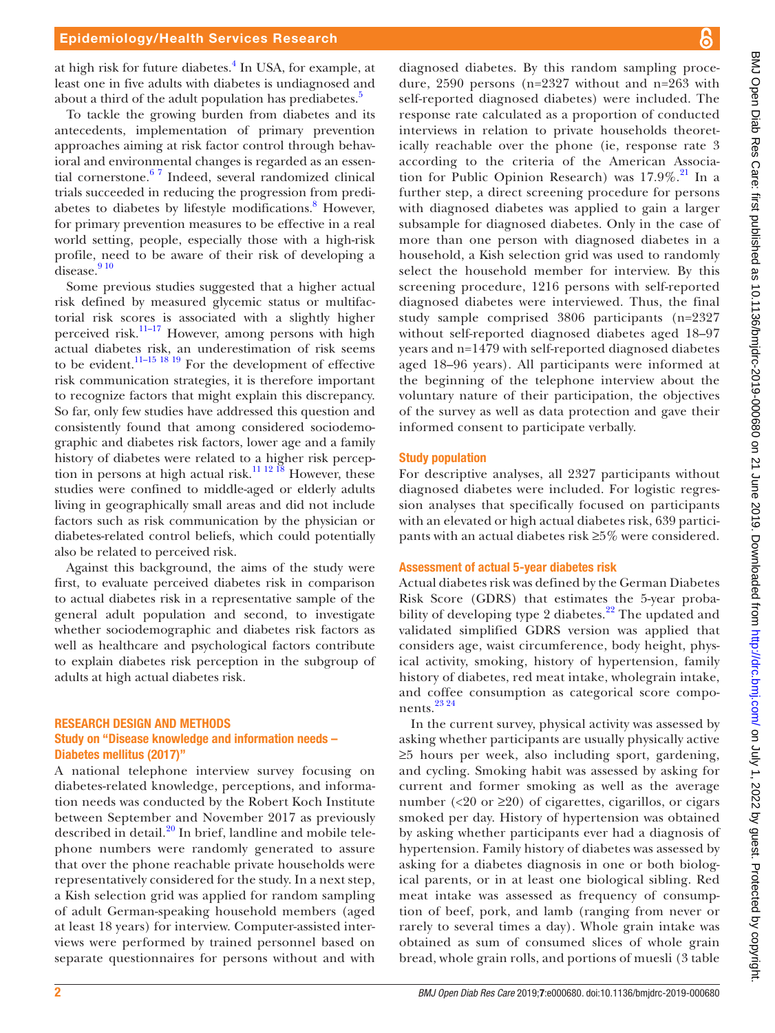at high risk for future diabetes.[4] In USA, for example, at least one in five adults with diabetes is undiagnosed and about a third of the adult population has prediabetes.[5]

To tackle the growing burden from diabetes and its antecedents, implementation of primary prevention approaches aiming at risk factor control through behavioral and environmental changes is regarded as an essential cornerstone.[6 7] Indeed, several randomized clinical trials succeeded in reducing the progression from prediabetes to diabetes by lifestyle modifications.[8] However, for primary prevention measures to be effective in a real world setting, people, especially those with a high-risk profile, need to be aware of their risk of developing a disease.[9 10]

Some previous studies suggested that a higher actual risk defined by measured glycemic status or multifactorial risk scores is associated with a slightly higher perceived risk.[11–17] However, among persons with high actual diabetes risk, an underestimation of risk seems to be evident.[11–15 18 19] For the development of effective risk communication strategies, it is therefore important to recognize factors that might explain this discrepancy. So far, only few studies have addressed this question and consistently found that among considered sociodemographic and diabetes risk factors, lower age and a family history of diabetes were related to a higher risk perception in persons at high actual risk.[11 12 18] However, these studies were confined to middle-aged or elderly adults living in geographically small areas and did not include factors such as risk communication by the physician or diabetes-related control beliefs, which could potentially also be related to perceived risk.

Against this background, the aims of the study were first, to evaluate perceived diabetes risk in comparison to actual diabetes risk in a representative sample of the general adult population and second, to investigate whether sociodemographic and diabetes risk factors as well as healthcare and psychological factors contribute to explain diabetes risk perception in the subgroup of adults at high actual diabetes risk.

## RESEARCH DESIGN AND METHODS

### Study on "Disease knowledge and information needs – Diabetes mellitus (2017)"

A national telephone interview survey focusing on diabetes-related knowledge, perceptions, and information needs was conducted by the Robert Koch Institute between September and November 2017 as previously described in detail.[20] In brief, landline and mobile telephone numbers were randomly generated to assure that over the phone reachable private households were representatively considered for the study. In a next step, a Kish selection grid was applied for random sampling of adult German-speaking household members (aged at least 18 years) for interview. Computer-assisted interviews were performed by trained personnel based on separate questionnaires for persons without and with diagnosed diabetes. By this random sampling procedure, 2590 persons (n=2327 without and n=263 with self-reported diagnosed diabetes) were included. The response rate calculated as a proportion of conducted interviews in relation to private households theoretically reachable over the phone (ie, response rate 3 according to the criteria of the American Association for Public Opinion Research) was 17.9%.[21] In a further step, a direct screening procedure for persons with diagnosed diabetes was applied to gain a larger subsample for diagnosed diabetes. Only in the case of more than one person with diagnosed diabetes in a household, a Kish selection grid was used to randomly select the household member for interview. By this screening procedure, 1216 persons with self-reported diagnosed diabetes were interviewed. Thus, the final study sample comprised 3806 participants (n=2327 without self-reported diagnosed diabetes aged 18–97 years and n=1479 with self-reported diagnosed diabetes aged 18–96 years). All participants were informed at the beginning of the telephone interview about the voluntary nature of their participation, the objectives of the survey as well as data protection and gave their informed consent to participate verbally.

### Study population

For descriptive analyses, all 2327 participants without diagnosed diabetes were included. For logistic regression analyses that specifically focused on participants with an elevated or high actual diabetes risk, 639 participants with an actual diabetes risk ≥5% were considered.

### Assessment of actual 5-year diabetes risk

Actual diabetes risk was defined by the German Diabetes Risk Score (GDRS) that estimates the 5-year probability of developing type 2 diabetes.[22] The updated and validated simplified GDRS version was applied that considers age, waist circumference, body height, physical activity, smoking, history of hypertension, family history of diabetes, red meat intake, wholegrain intake, and coffee consumption as categorical score components.[23 24]

In the current survey, physical activity was assessed by asking whether participants are usually physically active ≥5 hours per week, also including sport, gardening, and cycling. Smoking habit was assessed by asking for current and former smoking as well as the average number (<20 or ≥20) of cigarettes, cigarillos, or cigars smoked per day. History of hypertension was obtained by asking whether participants ever had a diagnosis of hypertension. Family history of diabetes was assessed by asking for a diabetes diagnosis in one or both biological parents, or in at least one biological sibling. Red meat intake was assessed as frequency of consumption of beef, pork, and lamb (ranging from never or rarely to several times a day). Whole grain intake was obtained as sum of consumed slices of whole grain bread, whole grain rolls, and portions of muesli (3 table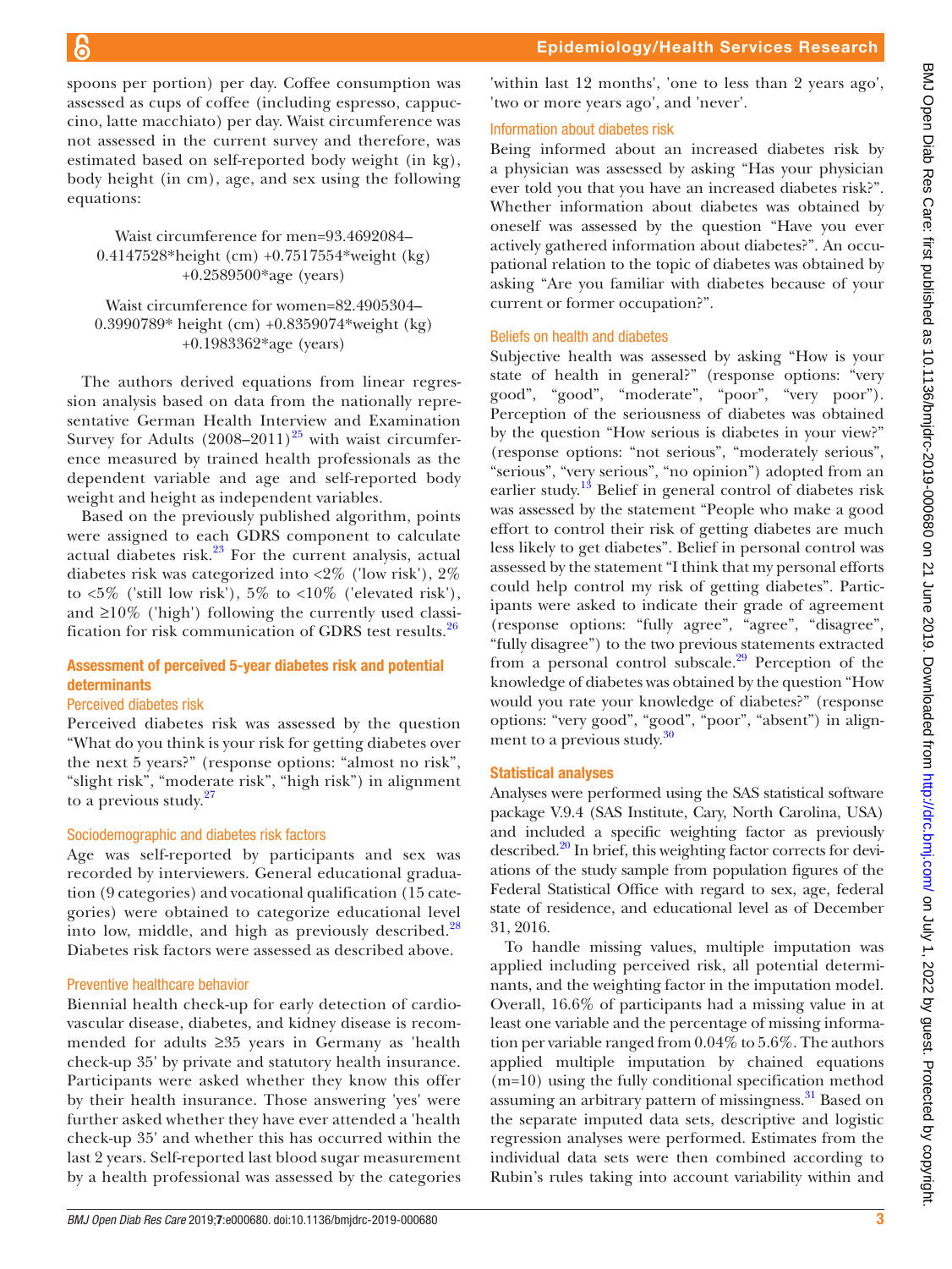spoons per portion) per day. Coffee consumption was assessed as cups of coffee (including espresso, cappuccino, latte macchiato) per day. Waist circumference was not assessed in the current survey and therefore, was estimated based on self-reported body weight (in kg), body height (in cm), age, and sex using the following equations:

$$\text{Waist circumference for men}=93.4692084-0.4147528*\text{height (cm)}+0.7517554*\text{weight (kg)}+0.2589500*\text{age (years)}$$

$$\text{Waist circumference for women}=82.4905304-0.3990789*\text{height (cm)}+0.8359074*\text{weight (kg)}+0.1983362*\text{age (years)}$$

The authors derived equations from linear regression analysis based on data from the nationally representative German Health Interview and Examination Survey for Adults (2008–2011)[25] with waist circumference measured by trained health professionals as the dependent variable and age and self-reported body weight and height as independent variables.

Based on the previously published algorithm, points were assigned to each GDRS component to calculate actual diabetes risk.[23] For the current analysis, actual diabetes risk was categorized into <2% ('low risk'), 2% to <5% ('still low risk'), 5% to <10% ('elevated risk'), and ≥10% ('high') following the currently used classification for risk communication of GDRS test results.[26]

## Assessment of perceived 5-year diabetes risk and potential determinants

### Perceived diabetes risk

Perceived diabetes risk was assessed by the question "What do you think is your risk for getting diabetes over the next 5 years?" (response options: "almost no risk", "slight risk", "moderate risk", "high risk") in alignment to a previous study.[27]

### Sociodemographic and diabetes risk factors

Age was self-reported by participants and sex was recorded by interviewers. General educational graduation (9 categories) and vocational qualification (15 categories) were obtained to categorize educational level into low, middle, and high as previously described.[28] Diabetes risk factors were assessed as described above.

### Preventive healthcare behavior

Biennial health check-up for early detection of cardiovascular disease, diabetes, and kidney disease is recommended for adults ≥35 years in Germany as 'health check-up 35' by private and statutory health insurance. Participants were asked whether they know this offer by their health insurance. Those answering 'yes' were further asked whether they have ever attended a 'health check-up 35' and whether this has occurred within the last 2 years. Self-reported last blood sugar measurement by a health professional was assessed by the categories 'within last 12 months', 'one to less than 2 years ago', 'two or more years ago', and 'never'.

### Information about diabetes risk

Being informed about an increased diabetes risk by a physician was assessed by asking "Has your physician ever told you that you have an increased diabetes risk?". Whether information about diabetes was obtained by oneself was assessed by the question "Have you ever actively gathered information about diabetes?". An occupational relation to the topic of diabetes was obtained by asking "Are you familiar with diabetes because of your current or former occupation?".

### Beliefs on health and diabetes

Subjective health was assessed by asking "How is your state of health in general?" (response options: "very good", "good", "moderate", "poor", "very poor"). Perception of the seriousness of diabetes was obtained by the question "How serious is diabetes in your view?" (response options: "not serious", "moderately serious", "serious", "very serious", "no opinion") adopted from an earlier study.[13] Belief in general control of diabetes risk was assessed by the statement "People who make a good effort to control their risk of getting diabetes are much less likely to get diabetes". Belief in personal control was assessed by the statement "I think that my personal efforts could help control my risk of getting diabetes". Participants were asked to indicate their grade of agreement (response options: "fully agree", "agree", "disagree", "fully disagree") to the two previous statements extracted from a personal control subscale.[29] Perception of the knowledge of diabetes was obtained by the question "How would you rate your knowledge of diabetes?" (response options: "very good", "good", "poor", "absent") in alignment to a previous study.[30]

## Statistical analyses

Analyses were performed using the SAS statistical software package V.9.4 (SAS Institute, Cary, North Carolina, USA) and included a specific weighting factor as previously described.[20] In brief, this weighting factor corrects for deviations of the study sample from population figures of the Federal Statistical Office with regard to sex, age, federal state of residence, and educational level as of December 31, 2016.

To handle missing values, multiple imputation was applied including perceived risk, all potential determinants, and the weighting factor in the imputation model. Overall, 16.6% of participants had a missing value in at least one variable and the percentage of missing information per variable ranged from 0.04% to 5.6%. The authors applied multiple imputation by chained equations (m=10) using the fully conditional specification method assuming an arbitrary pattern of missingness.[31] Based on the separate imputed data sets, descriptive and logistic regression analyses were performed. Estimates from the individual data sets were then combined according to Rubin's rules taking into account variability within and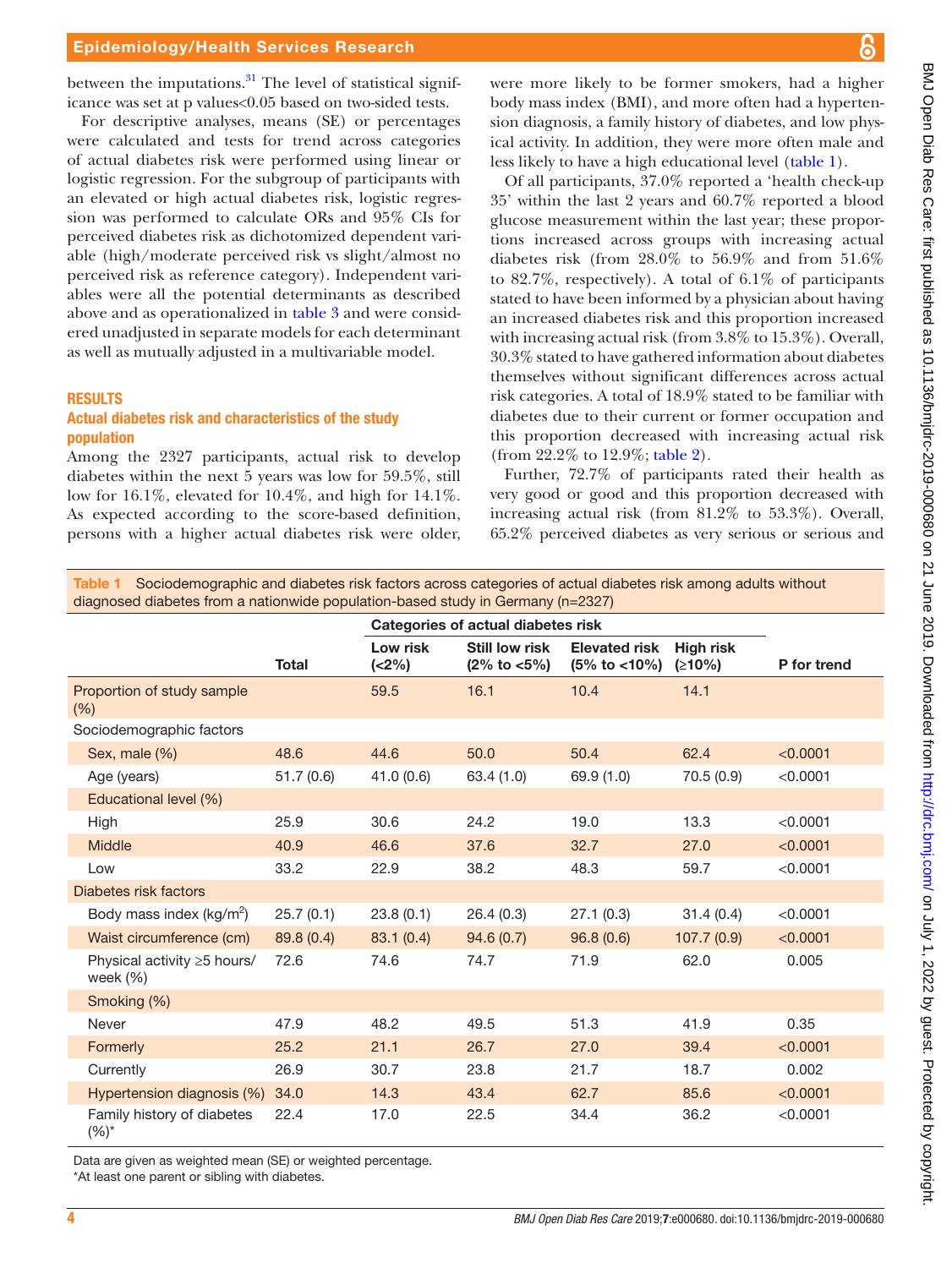between the imputations.[31] The level of statistical significance was set at p values<0.05 based on two-sided tests.

For descriptive analyses, means (SE) or percentages were calculated and tests for trend across categories of actual diabetes risk were performed using linear or logistic regression. For the subgroup of participants with an elevated or high actual diabetes risk, logistic regression was performed to calculate ORs and 95% CIs for perceived diabetes risk as dichotomized dependent variable (high/moderate perceived risk vs slight/almost no perceived risk as reference category). Independent variables were all the potential determinants as described above and as operationalized in table 3 and were considered unadjusted in separate models for each determinant as well as mutually adjusted in a multivariable model.

## RESULTS

### Actual diabetes risk and characteristics of the study population

Among the 2327 participants, actual risk to develop diabetes within the next 5 years was low for 59.5%, still low for 16.1%, elevated for 10.4%, and high for 14.1%. As expected according to the score-based definition, persons with a higher actual diabetes risk were older, were more likely to be former smokers, had a higher body mass index (BMI), and more often had a hypertension diagnosis, a family history of diabetes, and low physical activity. In addition, they were more often male and less likely to have a high educational level (table 1).

Of all participants, 37.0% reported a 'health check-up 35' within the last 2 years and 60.7% reported a blood glucose measurement within the last year; these proportions increased across groups with increasing actual diabetes risk (from 28.0% to 56.9% and from 51.6% to 82.7%, respectively). A total of 6.1% of participants stated to have been informed by a physician about having an increased diabetes risk and this proportion increased with increasing actual risk (from 3.8% to 15.3%). Overall, 30.3% stated to have gathered information about diabetes themselves without significant differences across actual risk categories. A total of 18.9% stated to be familiar with diabetes due to their current or former occupation and this proportion decreased with increasing actual risk (from 22.2% to 12.9%; table 2).

Further, 72.7% of participants rated their health as very good or good and this proportion decreased with increasing actual risk (from 81.2% to 53.3%). Overall, 65.2% perceived diabetes as very serious or serious and

**Table 1** Sociodemographic and diabetes risk factors across categories of actual diabetes risk among adults without diagnosed diabetes from a nationwide population-based study in Germany (n=2327)

| | | Categories of actual diabetes risk | | | | |
|---|---|---|---|---|---|---|
| | Total | Low risk (<2%) | Still low risk (2% to <5%) | Elevated risk (5% to <10%) | High risk (≥10%) | P for trend |
| Proportion of study sample (%) | | 59.5 | 16.1 | 10.4 | 14.1 | |
| Sociodemographic factors | | | | | | |
| Sex, male (%) | 48.6 | 44.6 | 50.0 | 50.4 | 62.4 | <0.0001 |
| Age (years) | 51.7 (0.6) | 41.0 (0.6) | 63.4 (1.0) | 69.9 (1.0) | 70.5 (0.9) | <0.0001 |
| Educational level (%) | | | | | | |
| High | 25.9 | 30.6 | 24.2 | 19.0 | 13.3 | <0.0001 |
| Middle | 40.9 | 46.6 | 37.6 | 32.7 | 27.0 | <0.0001 |
| Low | 33.2 | 22.9 | 38.2 | 48.3 | 59.7 | <0.0001 |
| Diabetes risk factors | | | | | | |
| Body mass index (kg/m$^2$) | 25.7 (0.1) | 23.8 (0.1) | 26.4 (0.3) | 27.1 (0.3) | 31.4 (0.4) | <0.0001 |
| Waist circumference (cm) | 89.8 (0.4) | 83.1 (0.4) | 94.6 (0.7) | 96.8 (0.6) | 107.7 (0.9) | <0.0001 |
| Physical activity ≥5 hours/week (%) | 72.6 | 74.6 | 74.7 | 71.9 | 62.0 | 0.005 |
| Smoking (%) | | | | | | |
| Never | 47.9 | 48.2 | 49.5 | 51.3 | 41.9 | 0.35 |
| Formerly | 25.2 | 21.1 | 26.7 | 27.0 | 39.4 | <0.0001 |
| Currently | 26.9 | 30.7 | 23.8 | 21.7 | 18.7 | 0.002 |
| Hypertension diagnosis (%) | 34.0 | 14.3 | 43.4 | 62.7 | 85.6 | <0.0001 |
| Family history of diabetes (%)* | 22.4 | 17.0 | 22.5 | 34.4 | 36.2 | <0.0001 |

Data are given as weighted mean (SE) or weighted percentage.

*At least one parent or sibling with diabetes.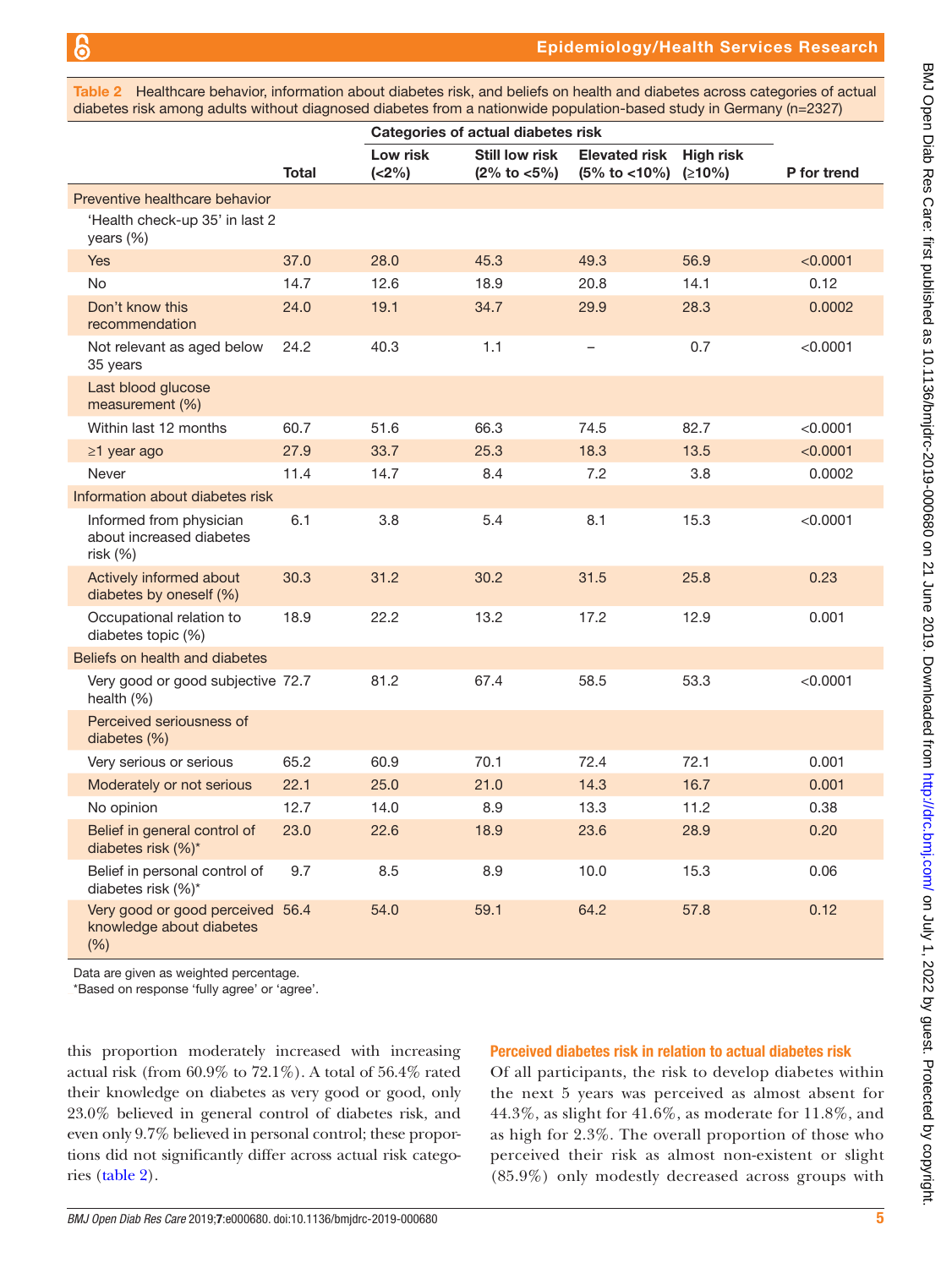**Table 2** Healthcare behavior, information about diabetes risk, and beliefs on health and diabetes across categories of actual diabetes risk among adults without diagnosed diabetes from a nationwide population-based study in Germany (n=2327)

| | Total | Categories of actual diabetes risk | | | | P for trend |
|---|---|---|---|---|---|---|
| | | Low risk (<2%) | Still low risk (2% to <5%) | Elevated risk (5% to <10%) | High risk (≥10%) | |
| **Preventive healthcare behavior** | | | | | | |
| 'Health check-up 35' in last 2 years (%) | | | | | | |
| Yes | 37.0 | 28.0 | 45.3 | 49.3 | 56.9 | <0.0001 |
| No | 14.7 | 12.6 | 18.9 | 20.8 | 14.1 | 0.12 |
| Don't know this recommendation | 24.0 | 19.1 | 34.7 | 29.9 | 28.3 | 0.0002 |
| Not relevant as aged below 35 years | 24.2 | 40.3 | 1.1 | – | 0.7 | <0.0001 |
| Last blood glucose measurement (%) | | | | | | |
| Within last 12 months | 60.7 | 51.6 | 66.3 | 74.5 | 82.7 | <0.0001 |
| ≥1 year ago | 27.9 | 33.7 | 25.3 | 18.3 | 13.5 | <0.0001 |
| Never | 11.4 | 14.7 | 8.4 | 7.2 | 3.8 | 0.0002 |
| **Information about diabetes risk** | | | | | | |
| Informed from physician about increased diabetes risk (%) | 6.1 | 3.8 | 5.4 | 8.1 | 15.3 | <0.0001 |
| Actively informed about diabetes by oneself (%) | 30.3 | 31.2 | 30.2 | 31.5 | 25.8 | 0.23 |
| Occupational relation to diabetes topic (%) | 18.9 | 22.2 | 13.2 | 17.2 | 12.9 | 0.001 |
| **Beliefs on health and diabetes** | | | | | | |
| Very good or good subjective health (%) | 72.7 | 81.2 | 67.4 | 58.5 | 53.3 | <0.0001 |
| Perceived seriousness of diabetes (%) | | | | | | |
| Very serious or serious | 65.2 | 60.9 | 70.1 | 72.4 | 72.1 | 0.001 |
| Moderately or not serious | 22.1 | 25.0 | 21.0 | 14.3 | 16.7 | 0.001 |
| No opinion | 12.7 | 14.0 | 8.9 | 13.3 | 11.2 | 0.38 |
| Belief in general control of diabetes risk (%)* | 23.0 | 22.6 | 18.9 | 23.6 | 28.9 | 0.20 |
| Belief in personal control of diabetes risk (%)* | 9.7 | 8.5 | 8.9 | 10.0 | 15.3 | 0.06 |
| Very good or good perceived knowledge about diabetes (%) | 56.4 | 54.0 | 59.1 | 64.2 | 57.8 | 0.12 |

Data are given as weighted percentage.
*Based on response 'fully agree' or 'agree'.

this proportion moderately increased with increasing actual risk (from 60.9% to 72.1%). A total of 56.4% rated their knowledge on diabetes as very good or good, only 23.0% believed in general control of diabetes risk, and even only 9.7% believed in personal control; these proportions did not significantly differ across actual risk categories (table 2).

### Perceived diabetes risk in relation to actual diabetes risk

Of all participants, the risk to develop diabetes within the next 5 years was perceived as almost absent for 44.3%, as slight for 41.6%, as moderate for 11.8%, and as high for 2.3%. The overall proportion of those who perceived their risk as almost non-existent or slight (85.9%) only modestly decreased across groups with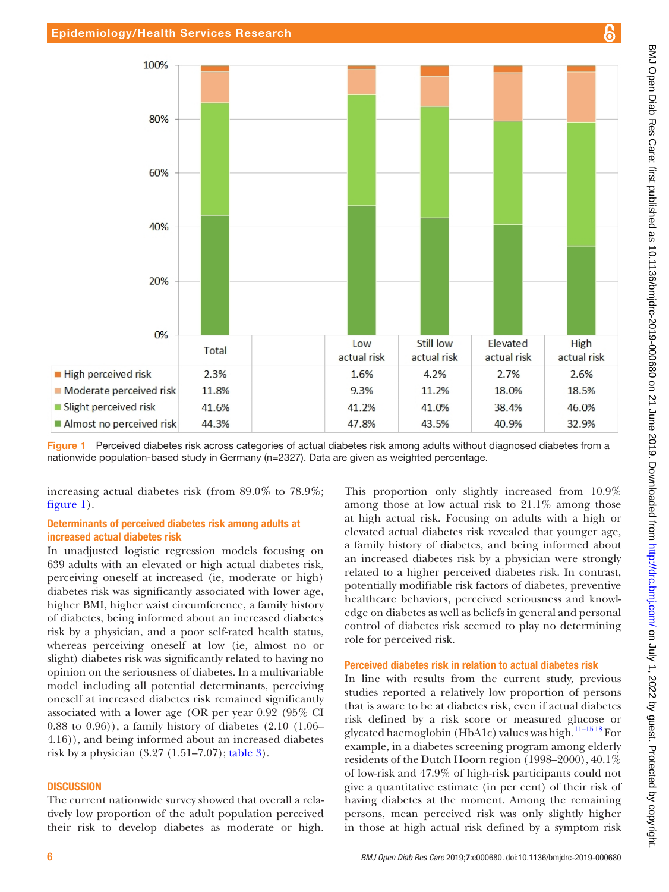|  | Total |  | Low actual risk | Still low actual risk | Elevated actual risk | High actual risk |
|---|---|---|---|---|---|---|
| High perceived risk | 2.3% |  | 1.6% | 4.2% | 2.7% | 2.6% |
| Moderate perceived risk | 11.8% |  | 9.3% | 11.2% | 18.0% | 18.5% |
| Slight perceived risk | 41.6% |  | 41.2% | 41.0% | 38.4% | 46.0% |
| Almost no perceived risk | 44.3% |  | 47.8% | 43.5% | 40.9% | 32.9% |

**Figure 1** Perceived diabetes risk across categories of actual diabetes risk among adults without diagnosed diabetes from a nationwide population-based study in Germany (n=2327). Data are given as weighted percentage.

increasing actual diabetes risk (from 89.0% to 78.9%; figure 1).

### Determinants of perceived diabetes risk among adults at increased actual diabetes risk

In unadjusted logistic regression models focusing on 639 adults with an elevated or high actual diabetes risk, perceiving oneself at increased (ie, moderate or high) diabetes risk was significantly associated with lower age, higher BMI, higher waist circumference, a family history of diabetes, being informed about an increased diabetes risk by a physician, and a poor self-rated health status, whereas perceiving oneself at low (ie, almost no or slight) diabetes risk was significantly related to having no opinion on the seriousness of diabetes. In a multivariable model including all potential determinants, perceiving oneself at increased diabetes risk remained significantly associated with a lower age (OR per year 0.92 (95% CI 0.88 to 0.96)), a family history of diabetes (2.10 (1.06–4.16)), and being informed about an increased diabetes risk by a physician (3.27 (1.51–7.07); table 3).

## DISCUSSION

The current nationwide survey showed that overall a relatively low proportion of the adult population perceived their risk to develop diabetes as moderate or high. This proportion only slightly increased from 10.9% among those at low actual risk to 21.1% among those at high actual risk. Focusing on adults with a high or elevated actual diabetes risk revealed that younger age, a family history of diabetes, and being informed about an increased diabetes risk by a physician were strongly related to a higher perceived diabetes risk. In contrast, potentially modifiable risk factors of diabetes, preventive healthcare behaviors, perceived seriousness and knowledge on diabetes as well as beliefs in general and personal control of diabetes risk seemed to play no determining role for perceived risk.

### Perceived diabetes risk in relation to actual diabetes risk

In line with results from the current study, previous studies reported a relatively low proportion of persons that is aware to be at diabetes risk, even if actual diabetes risk defined by a risk score or measured glucose or glycated haemoglobin (HbA1c) values was high.[11–15 18] For example, in a diabetes screening program among elderly residents of the Dutch Hoorn region (1998–2000), 40.1% of low-risk and 47.9% of high-risk participants could not give a quantitative estimate (in per cent) of their risk of having diabetes at the moment. Among the remaining persons, mean perceived risk was only slightly higher in those at high actual risk defined by a symptom risk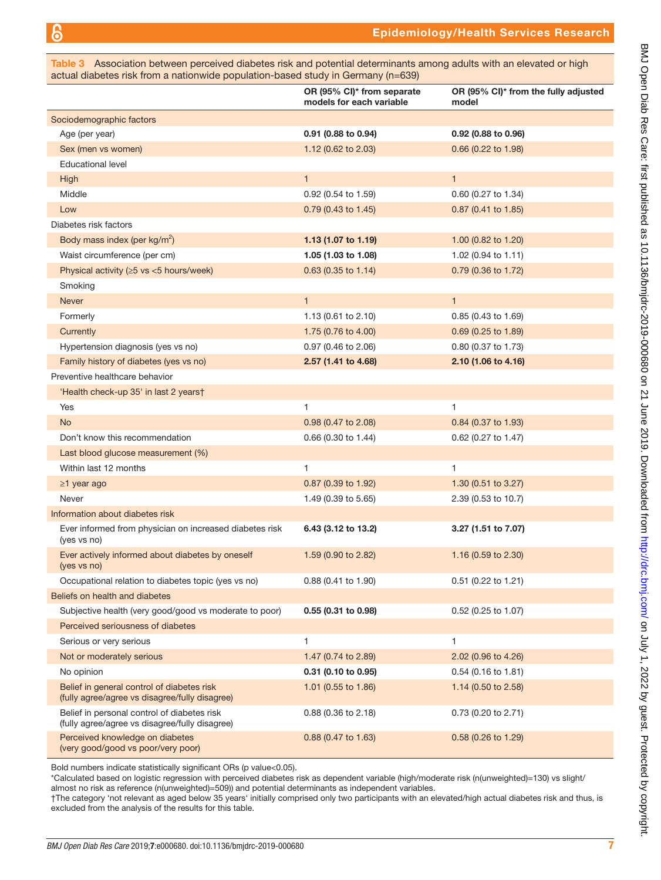**Table 3** Association between perceived diabetes risk and potential determinants among adults with an elevated or high actual diabetes risk from a nationwide population-based study in Germany (n=639)

| | OR (95% CI)* from separate models for each variable | OR (95% CI)* from the fully adjusted model |
|---|---|---|
| Sociodemographic factors | | |
| Age (per year) | **0.91 (0.88 to 0.94)** | **0.92 (0.88 to 0.96)** |
| Sex (men vs women) | 1.12 (0.62 to 2.03) | 0.66 (0.22 to 1.98) |
| Educational level | | |
| High | 1 | 1 |
| Middle | 0.92 (0.54 to 1.59) | 0.60 (0.27 to 1.34) |
| Low | 0.79 (0.43 to 1.45) | 0.87 (0.41 to 1.85) |
| Diabetes risk factors | | |
| Body mass index (per kg/m$^2$) | **1.13 (1.07 to 1.19)** | 1.00 (0.82 to 1.20) |
| Waist circumference (per cm) | **1.05 (1.03 to 1.08)** | 1.02 (0.94 to 1.11) |
| Physical activity (≥5 vs <5 hours/week) | 0.63 (0.35 to 1.14) | 0.79 (0.36 to 1.72) |
| Smoking | | |
| Never | 1 | 1 |
| Formerly | 1.13 (0.61 to 2.10) | 0.85 (0.43 to 1.69) |
| Currently | 1.75 (0.76 to 4.00) | 0.69 (0.25 to 1.89) |
| Hypertension diagnosis (yes vs no) | 0.97 (0.46 to 2.06) | 0.80 (0.37 to 1.73) |
| Family history of diabetes (yes vs no) | **2.57 (1.41 to 4.68)** | **2.10 (1.06 to 4.16)** |
| Preventive healthcare behavior | | |
| 'Health check-up 35' in last 2 years† | | |
| Yes | 1 | 1 |
| No | 0.98 (0.47 to 2.08) | 0.84 (0.37 to 1.93) |
| Don't know this recommendation | 0.66 (0.30 to 1.44) | 0.62 (0.27 to 1.47) |
| Last blood glucose measurement (%) | | |
| Within last 12 months | 1 | 1 |
| ≥1 year ago | 0.87 (0.39 to 1.92) | 1.30 (0.51 to 3.27) |
| Never | 1.49 (0.39 to 5.65) | 2.39 (0.53 to 10.7) |
| Information about diabetes risk | | |
| Ever informed from physician on increased diabetes risk (yes vs no) | **6.43 (3.12 to 13.2)** | **3.27 (1.51 to 7.07)** |
| Ever actively informed about diabetes by oneself (yes vs no) | 1.59 (0.90 to 2.82) | 1.16 (0.59 to 2.30) |
| Occupational relation to diabetes topic (yes vs no) | 0.88 (0.41 to 1.90) | 0.51 (0.22 to 1.21) |
| Beliefs on health and diabetes | | |
| Subjective health (very good/good vs moderate to poor) | **0.55 (0.31 to 0.98)** | 0.52 (0.25 to 1.07) |
| Perceived seriousness of diabetes | | |
| Serious or very serious | 1 | 1 |
| Not or moderately serious | 1.47 (0.74 to 2.89) | 2.02 (0.96 to 4.26) |
| No opinion | **0.31 (0.10 to 0.95)** | 0.54 (0.16 to 1.81) |
| Belief in general control of diabetes risk (fully agree/agree vs disagree/fully disagree) | 1.01 (0.55 to 1.86) | 1.14 (0.50 to 2.58) |
| Belief in personal control of diabetes risk (fully agree/agree vs disagree/fully disagree) | 0.88 (0.36 to 2.18) | 0.73 (0.20 to 2.71) |
| Perceived knowledge on diabetes (very good/good vs poor/very poor) | 0.88 (0.47 to 1.63) | 0.58 (0.26 to 1.29) |

Bold numbers indicate statistically significant ORs (p value<0.05).

*Calculated based on logistic regression with perceived diabetes risk as dependent variable (high/moderate risk (n(unweighted)=130) vs slight/almost no risk as reference (n(unweighted)=509)) and potential determinants as independent variables.

†The category 'not relevant as aged below 35 years' initially comprised only two participants with an elevated/high actual diabetes risk and thus, is excluded from the analysis of the results for this table.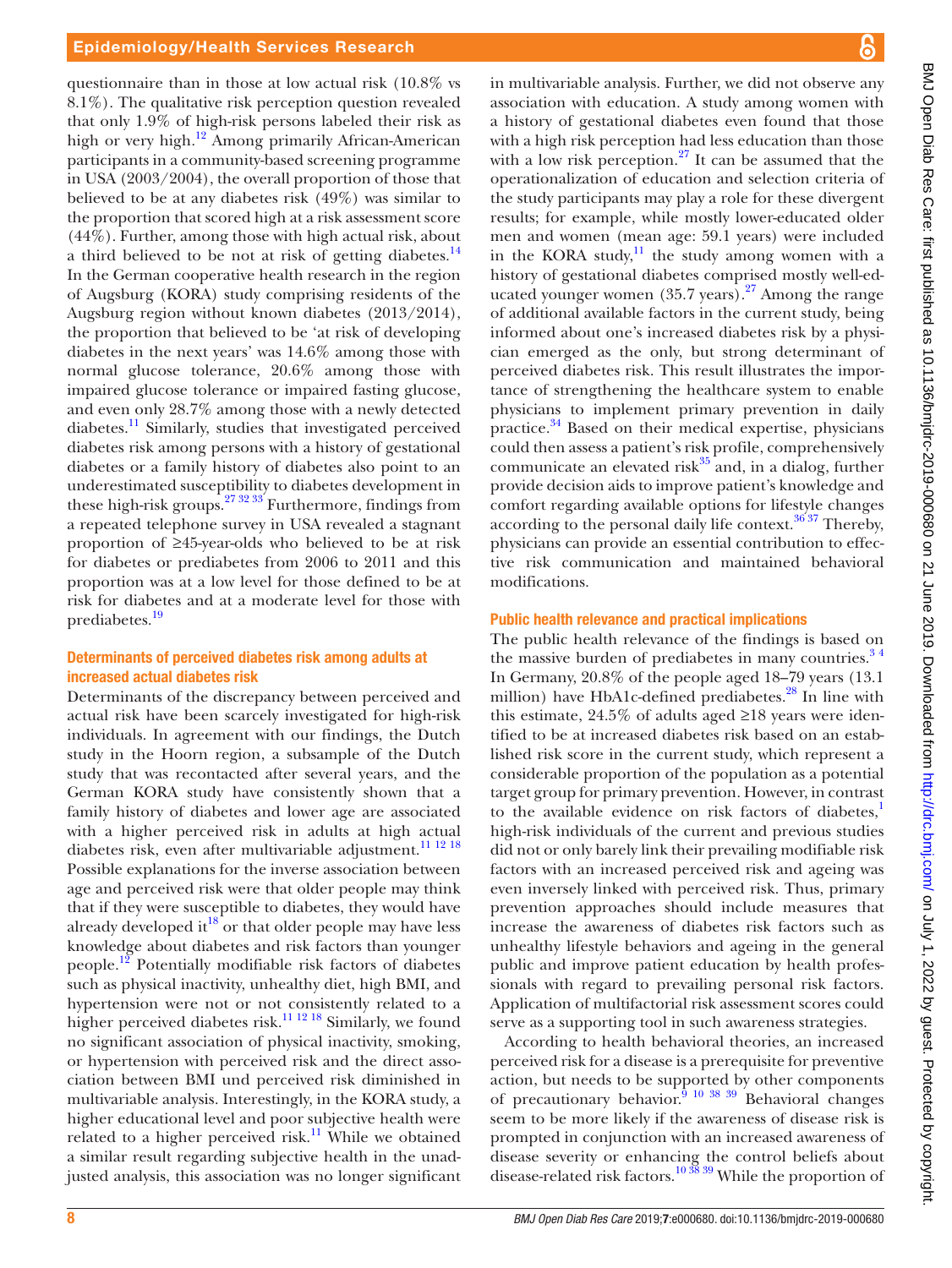questionnaire than in those at low actual risk (10.8% vs 8.1%). The qualitative risk perception question revealed that only 1.9% of high-risk persons labeled their risk as high or very high.[12] Among primarily African-American participants in a community-based screening programme in USA (2003/2004), the overall proportion of those that believed to be at any diabetes risk (49%) was similar to the proportion that scored high at a risk assessment score (44%). Further, among those with high actual risk, about a third believed to be not at risk of getting diabetes.[14] In the German cooperative health research in the region of Augsburg (KORA) study comprising residents of the Augsburg region without known diabetes (2013/2014), the proportion that believed to be 'at risk of developing diabetes in the next years' was 14.6% among those with normal glucose tolerance, 20.6% among those with impaired glucose tolerance or impaired fasting glucose, and even only 28.7% among those with a newly detected diabetes.[11] Similarly, studies that investigated perceived diabetes risk among persons with a history of gestational diabetes or a family history of diabetes also point to an underestimated susceptibility to diabetes development in these high-risk groups.[27,32,33] Furthermore, findings from a repeated telephone survey in USA revealed a stagnant proportion of ≥45-year-olds who believed to be at risk for diabetes or prediabetes from 2006 to 2011 and this proportion was at a low level for those defined to be at risk for diabetes and at a moderate level for those with prediabetes.[19]

### Determinants of perceived diabetes risk among adults at increased actual diabetes risk

Determinants of the discrepancy between perceived and actual risk have been scarcely investigated for high-risk individuals. In agreement with our findings, the Dutch study in the Hoorn region, a subsample of the Dutch study that was recontacted after several years, and the German KORA study have consistently shown that a family history of diabetes and lower age are associated with a higher perceived risk in adults at high actual diabetes risk, even after multivariable adjustment.[11,12,18] Possible explanations for the inverse association between age and perceived risk were that older people may think that if they were susceptible to diabetes, they would have already developed it[18] or that older people may have less knowledge about diabetes and risk factors than younger people.[12] Potentially modifiable risk factors of diabetes such as physical inactivity, unhealthy diet, high BMI, and hypertension were not or not consistently related to a higher perceived diabetes risk.[11,12,18] Similarly, we found no significant association of physical inactivity, smoking, or hypertension with perceived risk and the direct association between BMI und perceived risk diminished in multivariable analysis. Interestingly, in the KORA study, a higher educational level and poor subjective health were related to a higher perceived risk.[11] While we obtained a similar result regarding subjective health in the unadjusted analysis, this association was no longer significant in multivariable analysis. Further, we did not observe any association with education. A study among women with a history of gestational diabetes even found that those with a high risk perception had less education than those with a low risk perception.[27] It can be assumed that the operationalization of education and selection criteria of the study participants may play a role for these divergent results; for example, while mostly lower-educated older men and women (mean age: 59.1 years) were included in the KORA study,[11] the study among women with a history of gestational diabetes comprised mostly well-educated younger women (35.7 years).[27] Among the range of additional available factors in the current study, being informed about one's increased diabetes risk by a physician emerged as the only, but strong determinant of perceived diabetes risk. This result illustrates the importance of strengthening the healthcare system to enable physicians to implement primary prevention in daily practice.[34] Based on their medical expertise, physicians could then assess a patient's risk profile, comprehensively communicate an elevated risk[35] and, in a dialog, further provide decision aids to improve patient's knowledge and comfort regarding available options for lifestyle changes according to the personal daily life context.[36,37] Thereby, physicians can provide an essential contribution to effective risk communication and maintained behavioral modifications.

### Public health relevance and practical implications

The public health relevance of the findings is based on the massive burden of prediabetes in many countries.[3,4] In Germany, 20.8% of the people aged 18–79 years (13.1 million) have HbA1c-defined prediabetes.[28] In line with this estimate, 24.5% of adults aged ≥18 years were identified to be at increased diabetes risk based on an established risk score in the current study, which represent a considerable proportion of the population as a potential target group for primary prevention. However, in contrast to the available evidence on risk factors of diabetes,[1] high-risk individuals of the current and previous studies did not or only barely link their prevailing modifiable risk factors with an increased perceived risk and ageing was even inversely linked with perceived risk. Thus, primary prevention approaches should include measures that increase the awareness of diabetes risk factors such as unhealthy lifestyle behaviors and ageing in the general public and improve patient education by health professionals with regard to prevailing personal risk factors. Application of multifactorial risk assessment scores could serve as a supporting tool in such awareness strategies.

According to health behavioral theories, an increased perceived risk for a disease is a prerequisite for preventive action, but needs to be supported by other components of precautionary behavior.[9,10,38,39] Behavioral changes seem to be more likely if the awareness of disease risk is prompted in conjunction with an increased awareness of disease severity or enhancing the control beliefs about disease-related risk factors.[10,38,39] While the proportion of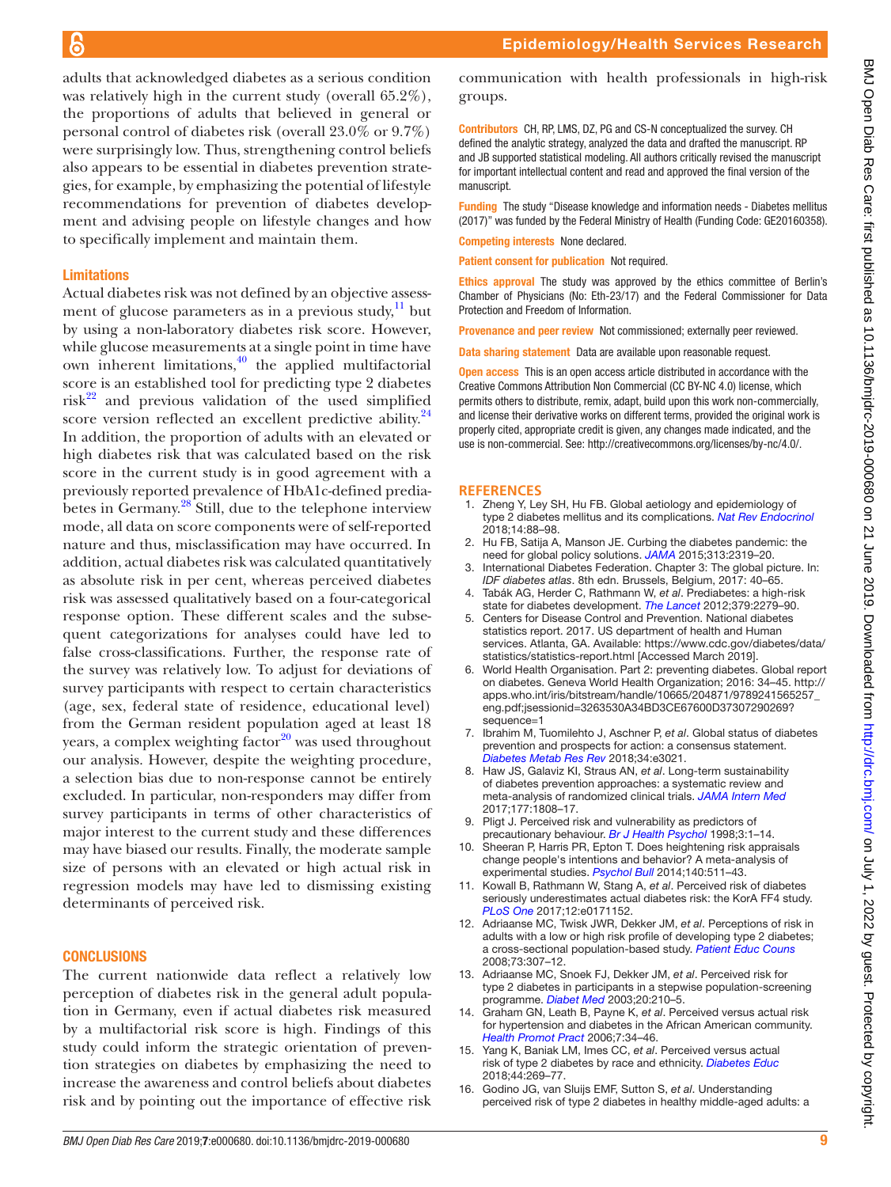adults that acknowledged diabetes as a serious condition was relatively high in the current study (overall 65.2%), the proportions of adults that believed in general or personal control of diabetes risk (overall 23.0% or 9.7%) were surprisingly low. Thus, strengthening control beliefs also appears to be essential in diabetes prevention strategies, for example, by emphasizing the potential of lifestyle recommendations for prevention of diabetes development and advising people on lifestyle changes and how to specifically implement and maintain them.

## Limitations

Actual diabetes risk was not defined by an objective assessment of glucose parameters as in a previous study,[11] but by using a non-laboratory diabetes risk score. However, while glucose measurements at a single point in time have own inherent limitations,[40] the applied multifactorial score is an established tool for predicting type 2 diabetes risk[22] and previous validation of the used simplified score version reflected an excellent predictive ability.[24] In addition, the proportion of adults with an elevated or high diabetes risk that was calculated based on the risk score in the current study is in good agreement with a previously reported prevalence of HbA1c-defined prediabetes in Germany.[28] Still, due to the telephone interview mode, all data on score components were of self-reported nature and thus, misclassification may have occurred. In addition, actual diabetes risk was calculated quantitatively as absolute risk in per cent, whereas perceived diabetes risk was assessed qualitatively based on a four-categorical response option. These different scales and the subsequent categorizations for analyses could have led to false cross-classifications. Further, the response rate of the survey was relatively low. To adjust for deviations of survey participants with respect to certain characteristics (age, sex, federal state of residence, educational level) from the German resident population aged at least 18 years, a complex weighting factor[20] was used throughout our analysis. However, despite the weighting procedure, a selection bias due to non-response cannot be entirely excluded. In particular, non-responders may differ from survey participants in terms of other characteristics of major interest to the current study and these differences may have biased our results. Finally, the moderate sample size of persons with an elevated or high actual risk in regression models may have led to dismissing existing determinants of perceived risk.

## CONCLUSIONS

The current nationwide data reflect a relatively low perception of diabetes risk in the general adult population in Germany, even if actual diabetes risk measured by a multifactorial risk score is high. Findings of this study could inform the strategic orientation of prevention strategies on diabetes by emphasizing the need to increase the awareness and control beliefs about diabetes risk and by pointing out the importance of effective risk communication with health professionals in high-risk groups.

**Contributors** CH, RP, LMS, DZ, PG and CS-N conceptualized the survey. CH defined the analytic strategy, analyzed the data and drafted the manuscript. RP and JB supported statistical modeling. All authors critically revised the manuscript for important intellectual content and read and approved the final version of the manuscript.

**Funding** The study "Disease knowledge and information needs - Diabetes mellitus (2017)" was funded by the Federal Ministry of Health (Funding Code: GE20160358).

**Competing interests** None declared.

**Patient consent for publication** Not required.

**Ethics approval** The study was approved by the ethics committee of Berlin's Chamber of Physicians (No: Eth-23/17) and the Federal Commissioner for Data Protection and Freedom of Information.

**Provenance and peer review** Not commissioned; externally peer reviewed.

**Data sharing statement** Data are available upon reasonable request.

**Open access** This is an open access article distributed in accordance with the Creative Commons Attribution Non Commercial (CC BY-NC 4.0) license, which permits others to distribute, remix, adapt, build upon this work non-commercially, and license their derivative works on different terms, provided the original work is properly cited, appropriate credit is given, any changes made indicated, and the use is non-commercial. See: http://creativecommons.org/licenses/by-nc/4.0/.

## REFERENCES

1. Zheng Y, Ley SH, Hu FB. Global aetiology and epidemiology of type 2 diabetes mellitus and its complications. *Nat Rev Endocrinol* 2018;14:88–98.
2. Hu FB, Satija A, Manson JE. Curbing the diabetes pandemic: the need for global policy solutions. *JAMA* 2015;313:2319–20.
3. International Diabetes Federation. Chapter 3: The global picture. In: *IDF diabetes atlas*. 8th edn. Brussels, Belgium, 2017: 40–65.
4. Tabák AG, Herder C, Rathmann W, *et al*. Prediabetes: a high-risk state for diabetes development. *The Lancet* 2012;379:2279–90.
5. Centers for Disease Control and Prevention. National diabetes statistics report. 2017. US department of health and Human services. Atlanta, GA. Available: https://www.cdc.gov/diabetes/data/statistics/statistics-report.html [Accessed March 2019].
6. World Health Organisation. Part 2: preventing diabetes. Global report on diabetes. Geneva World Health Organization; 2016: 34–45. http://apps.who.int/iris/bitstream/handle/10665/204871/9789241565257_eng.pdf;jsessionid=3263530A34BD3CE67600D37307290269?sequence=1
7. Ibrahim M, Tuomilehto J, Aschner P, *et al*. Global status of diabetes prevention and prospects for action: a consensus statement. *Diabetes Metab Res Rev* 2018;34:e3021.
8. Haw JS, Galaviz KI, Straus AN, *et al*. Long-term sustainability of diabetes prevention approaches: a systematic review and meta-analysis of randomized clinical trials. *JAMA Intern Med* 2017;177:1808–17.
9. Pligt J. Perceived risk and vulnerability as predictors of precautionary behaviour. *Br J Health Psychol* 1998;3:1–14.
10. Sheeran P, Harris PR, Epton T. Does heightening risk appraisals change people's intentions and behavior? A meta-analysis of experimental studies. *Psychol Bull* 2014;140:511–43.
11. Kowall B, Rathmann W, Stang A, *et al*. Perceived risk of diabetes seriously underestimates actual diabetes risk: the KorA FF4 study. *PLoS One* 2017;12:e0171152.
12. Adriaanse MC, Twisk JWR, Dekker JM, *et al*. Perceptions of risk in adults with a low or high risk profile of developing type 2 diabetes; a cross-sectional population-based study. *Patient Educ Couns* 2008;73:307–12.
13. Adriaanse MC, Snoek FJ, Dekker JM, *et al*. Perceived risk for type 2 diabetes in participants in a stepwise population-screening programme. *Diabet Med* 2003;20:210–5.
14. Graham GN, Leath B, Payne K, *et al*. Perceived versus actual risk for hypertension and diabetes in the African American community. *Health Promot Pract* 2006;7:34–46.
15. Yang K, Baniak LM, Imes CC, *et al*. Perceived versus actual risk of type 2 diabetes by race and ethnicity. *Diabetes Educ* 2018;44:269–77.
16. Godino JG, van Sluijs EMF, Sutton S, *et al*. Understanding perceived risk of type 2 diabetes in healthy middle-aged adults: a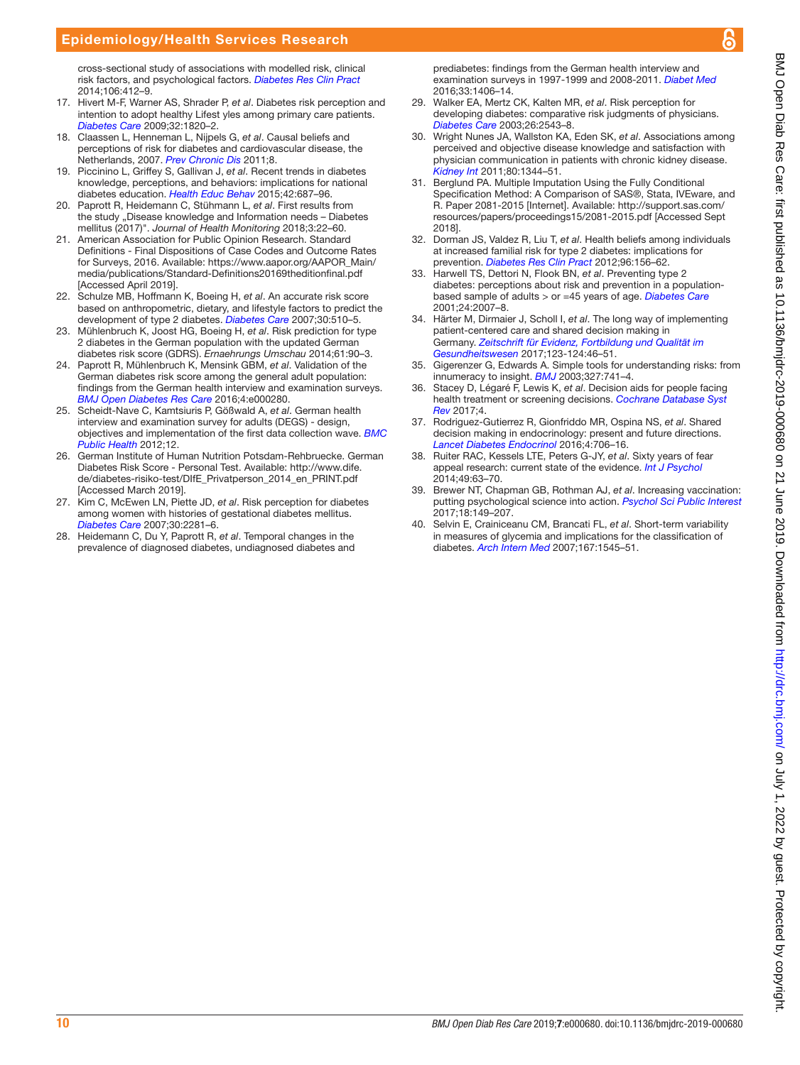cross-sectional study of associations with modelled risk, clinical risk factors, and psychological factors. *Diabetes Res Clin Pract* 2014;106:412–9.

17. Hivert M-F, Warner AS, Shrader P, *et al*. Diabetes risk perception and intention to adopt healthy Lifest yles among primary care patients. *Diabetes Care* 2009;32:1820–2.
18. Claassen L, Henneman L, Nijpels G, *et al*. Causal beliefs and perceptions of risk for diabetes and cardiovascular disease, the Netherlands, 2007. *Prev Chronic Dis* 2011;8.
19. Piccinino L, Griffey S, Gallivan J, *et al*. Recent trends in diabetes knowledge, perceptions, and behaviors: implications for national diabetes education. *Health Educ Behav* 2015;42:687–96.
20. Paprott R, Heidemann C, Stühmann L, *et al*. First results from the study „Disease knowledge and Information needs – Diabetes mellitus (2017)". *Journal of Health Monitoring* 2018;3:22–60.
21. American Association for Public Opinion Research. Standard Definitions - Final Dispositions of Case Codes and Outcome Rates for Surveys, 2016. Available: https://www.aapor.org/AAPOR_Main/media/publications/Standard-Definitions20169theditionfinal.pdf [Accessed April 2019].
22. Schulze MB, Hoffmann K, Boeing H, *et al*. An accurate risk score based on anthropometric, dietary, and lifestyle factors to predict the development of type 2 diabetes. *Diabetes Care* 2007;30:510–5.
23. Mühlenbruch K, Joost HG, Boeing H, *et al*. Risk prediction for type 2 diabetes in the German population with the updated German diabetes risk score (GDRS). *Ernaehrungs Umschau* 2014;61:90–3.
24. Paprott R, Mühlenbruch K, Mensink GBM, *et al*. Validation of the German diabetes risk score among the general adult population: findings from the German health interview and examination surveys. *BMJ Open Diabetes Res Care* 2016;4:e000280.
25. Scheidt-Nave C, Kamtsiuris P, Gößwald A, *et al*. German health interview and examination survey for adults (DEGS) - design, objectives and implementation of the first data collection wave. *BMC Public Health* 2012;12.
26. German Institute of Human Nutrition Potsdam-Rehbruecke. German Diabetes Risk Score - Personal Test. Available: http://www.dife.de/diabetes-risiko-test/DIfE_Privatperson_2014_en_PRINT.pdf [Accessed March 2019].
27. Kim C, McEwen LN, Piette JD, *et al*. Risk perception for diabetes among women with histories of gestational diabetes mellitus. *Diabetes Care* 2007;30:2281–6.
28. Heidemann C, Du Y, Paprott R, *et al*. Temporal changes in the prevalence of diagnosed diabetes, undiagnosed diabetes and prediabetes: findings from the German health interview and examination surveys in 1997-1999 and 2008-2011. *Diabet Med* 2016;33:1406–14.
29. Walker EA, Mertz CK, Kalten MR, *et al*. Risk perception for developing diabetes: comparative risk judgments of physicians. *Diabetes Care* 2003;26:2543–8.
30. Wright Nunes JA, Wallston KA, Eden SK, *et al*. Associations among perceived and objective disease knowledge and satisfaction with physician communication in patients with chronic kidney disease. *Kidney Int* 2011;80:1344–51.
31. Berglund PA. Multiple Imputation Using the Fully Conditional Specification Method: A Comparison of SAS®, Stata, IVEware, and R. Paper 2081-2015 [Internet]. Available: http://support.sas.com/resources/papers/proceedings15/2081-2015.pdf [Accessed Sept 2018].
32. Dorman JS, Valdez R, Liu T, *et al*. Health beliefs among individuals at increased familial risk for type 2 diabetes: implications for prevention. *Diabetes Res Clin Pract* 2012;96:156–62.
33. Harwell TS, Dettori N, Flook BN, *et al*. Preventing type 2 diabetes: perceptions about risk and prevention in a population-based sample of adults > or =45 years of age. *Diabetes Care* 2001;24:2007–8.
34. Härter M, Dirmaier J, Scholl I, *et al*. The long way of implementing patient-centered care and shared decision making in Germany. *Zeitschrift für Evidenz, Fortbildung und Qualität im Gesundheitswesen* 2017;123-124:46–51.
35. Gigerenzer G, Edwards A. Simple tools for understanding risks: from innumeracy to insight. *BMJ* 2003;327:741–4.
36. Stacey D, Légaré F, Lewis K, *et al*. Decision aids for people facing health treatment or screening decisions. *Cochrane Database Syst Rev* 2017;4.
37. Rodriguez-Gutierrez R, Gionfriddo MR, Ospina NS, *et al*. Shared decision making in endocrinology: present and future directions. *Lancet Diabetes Endocrinol* 2016;4:706–16.
38. Ruiter RAC, Kessels LTE, Peters G-JY, *et al*. Sixty years of fear appeal research: current state of the evidence. *Int J Psychol* 2014;49:63–70.
39. Brewer NT, Chapman GB, Rothman AJ, *et al*. Increasing vaccination: putting psychological science into action. *Psychol Sci Public Interest* 2017;18:149–207.
40. Selvin E, Crainiceanu CM, Brancati FL, *et al*. Short-term variability in measures of glycemia and implications for the classification of diabetes. *Arch Intern Med* 2007;167:1545–51.